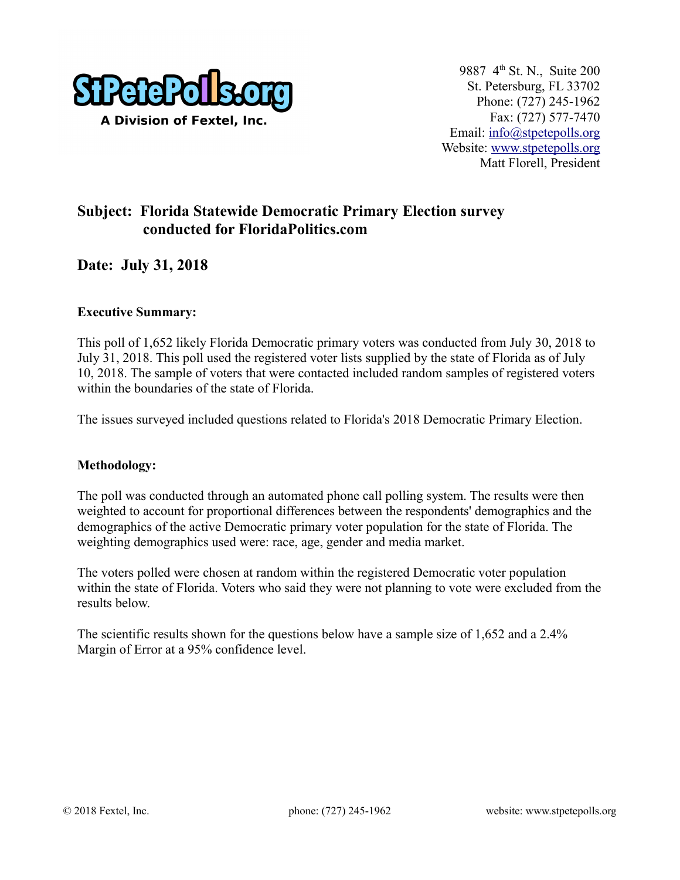StPetePolls.org
A Division of Fextel, Inc.

9887 4th St. N., Suite 200
St. Petersburg, FL 33702
Phone: (727) 245-1962
Fax: (727) 577-7470
Email: info@stpetepolls.org
Website: www.stpetepolls.org
Matt Florell, President

## Subject: Florida Statewide Democratic Primary Election survey conducted for FloridaPolitics.com

## Date: July 31, 2018

**Executive Summary:**

This poll of 1,652 likely Florida Democratic primary voters was conducted from July 30, 2018 to July 31, 2018. This poll used the registered voter lists supplied by the state of Florida as of July 10, 2018. The sample of voters that were contacted included random samples of registered voters within the boundaries of the state of Florida.

The issues surveyed included questions related to Florida's 2018 Democratic Primary Election.

**Methodology:**

The poll was conducted through an automated phone call polling system. The results were then weighted to account for proportional differences between the respondents' demographics and the demographics of the active Democratic primary voter population for the state of Florida. The weighting demographics used were: race, age, gender and media market.

The voters polled were chosen at random within the registered Democratic voter population within the state of Florida. Voters who said they were not planning to vote were excluded from the results below.

The scientific results shown for the questions below have a sample size of 1,652 and a 2.4% Margin of Error at a 95% confidence level.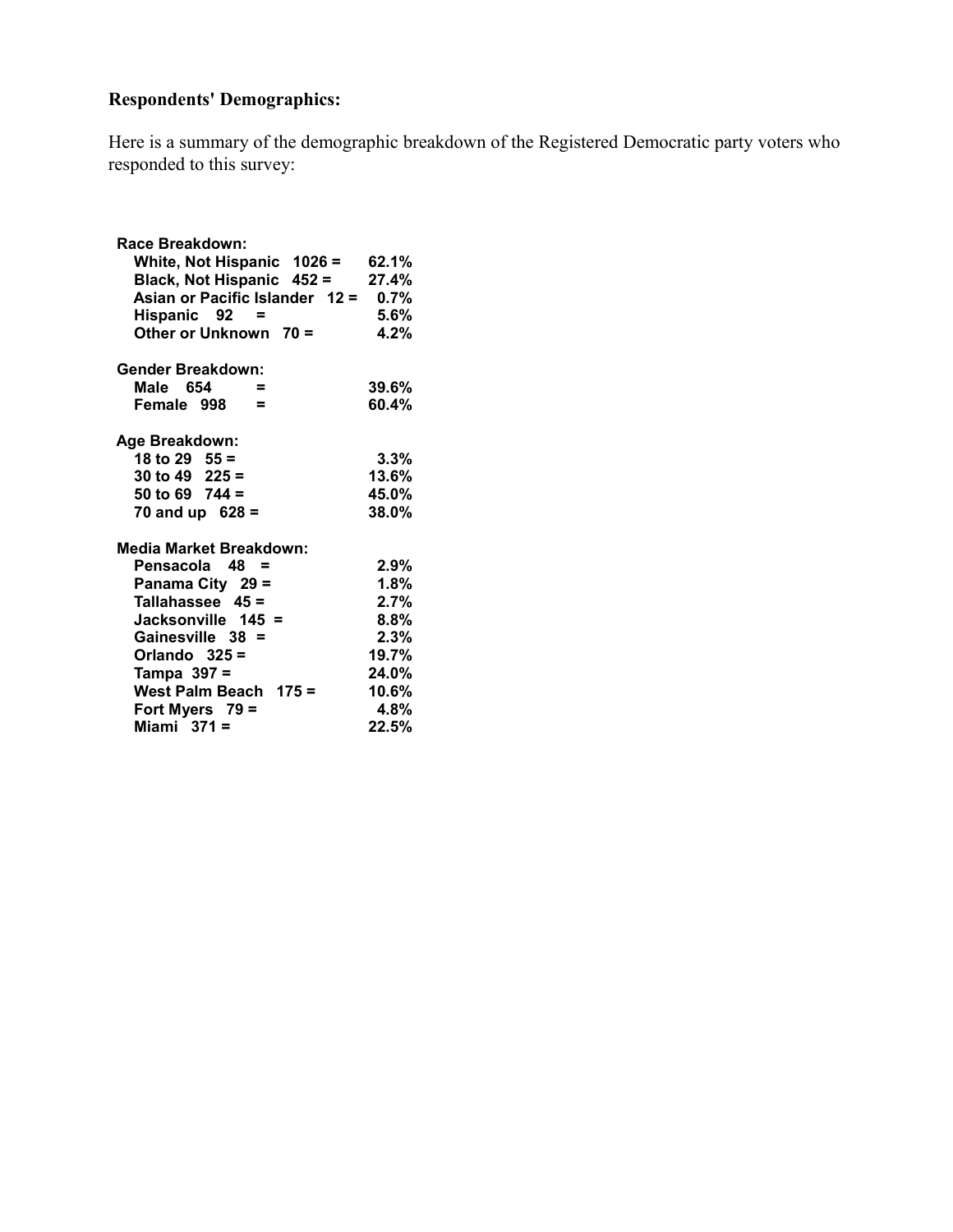**Respondents' Demographics:**

Here is a summary of the demographic breakdown of the Registered Democratic party voters who responded to this survey:

**Race Breakdown:**

| | | |
|---|---|---|
| White, Not Hispanic | 1026 = | 62.1% |
| Black, Not Hispanic | 452 = | 27.4% |
| Asian or Pacific Islander | 12 = | 0.7% |
| Hispanic | 92 = | 5.6% |
| Other or Unknown | 70 = | 4.2% |

**Gender Breakdown:**

| | | |
|---|---|---|
| Male | 654 = | 39.6% |
| Female | 998 = | 60.4% |

**Age Breakdown:**

| | | |
|---|---|---|
| 18 to 29 | 55 = | 3.3% |
| 30 to 49 | 225 = | 13.6% |
| 50 to 69 | 744 = | 45.0% |
| 70 and up | 628 = | 38.0% |

**Media Market Breakdown:**

| | | |
|---|---|---|
| Pensacola | 48 = | 2.9% |
| Panama City | 29 = | 1.8% |
| Tallahassee | 45 = | 2.7% |
| Jacksonville | 145 = | 8.8% |
| Gainesville | 38 = | 2.3% |
| Orlando | 325 = | 19.7% |
| Tampa | 397 = | 24.0% |
| West Palm Beach | 175 = | 10.6% |
| Fort Myers | 79 = | 4.8% |
| Miami | 371 = | 22.5% |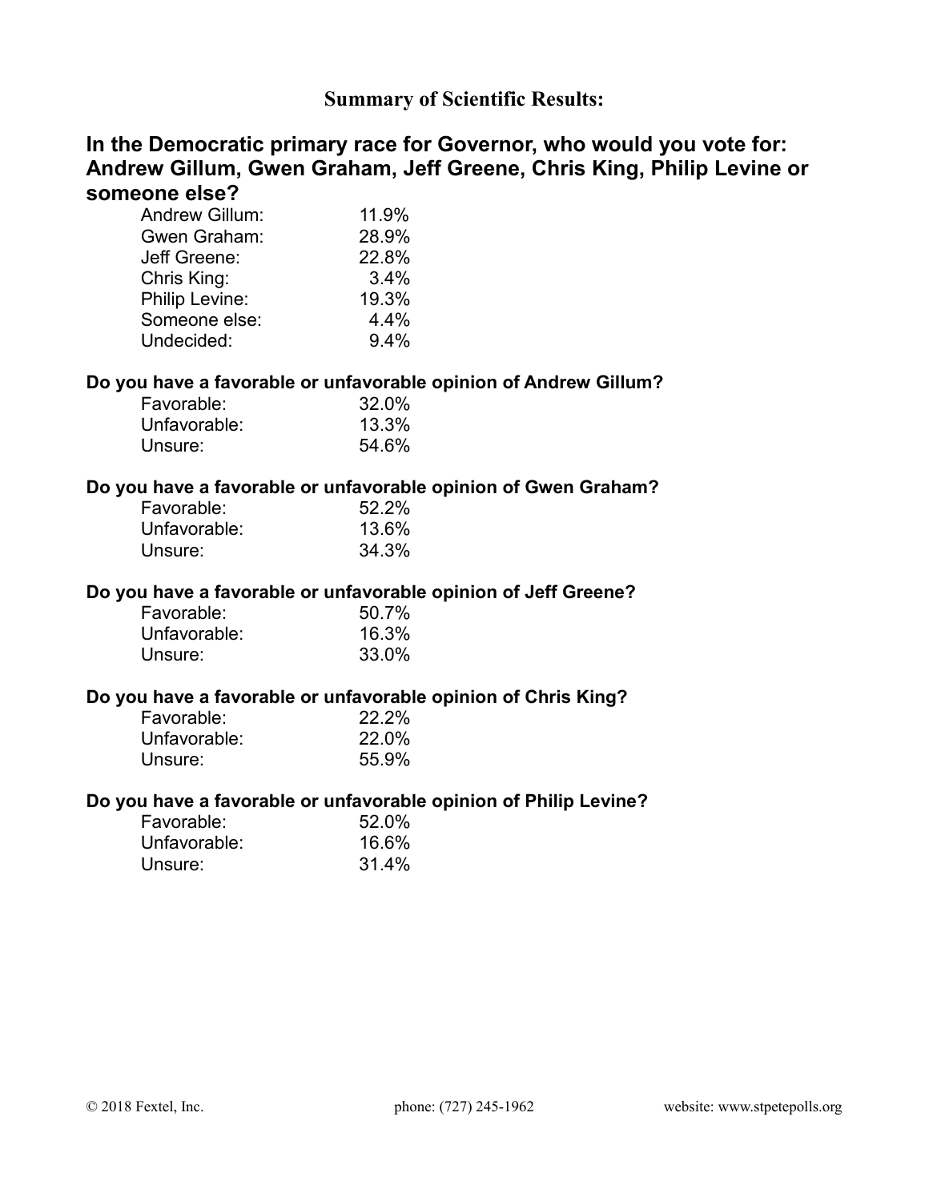## Summary of Scientific Results:

### In the Democratic primary race for Governor, who would you vote for: Andrew Gillum, Gwen Graham, Jeff Greene, Chris King, Philip Levine or someone else?

| | |
|---|---|
| Andrew Gillum: | 11.9% |
| Gwen Graham: | 28.9% |
| Jeff Greene: | 22.8% |
| Chris King: | 3.4% |
| Philip Levine: | 19.3% |
| Someone else: | 4.4% |
| Undecided: | 9.4% |

**Do you have a favorable or unfavorable opinion of Andrew Gillum?**

| | |
|---|---|
| Favorable: | 32.0% |
| Unfavorable: | 13.3% |
| Unsure: | 54.6% |

**Do you have a favorable or unfavorable opinion of Gwen Graham?**

| | |
|---|---|
| Favorable: | 52.2% |
| Unfavorable: | 13.6% |
| Unsure: | 34.3% |

**Do you have a favorable or unfavorable opinion of Jeff Greene?**

| | |
|---|---|
| Favorable: | 50.7% |
| Unfavorable: | 16.3% |
| Unsure: | 33.0% |

**Do you have a favorable or unfavorable opinion of Chris King?**

| | |
|---|---|
| Favorable: | 22.2% |
| Unfavorable: | 22.0% |
| Unsure: | 55.9% |

**Do you have a favorable or unfavorable opinion of Philip Levine?**

| | |
|---|---|
| Favorable: | 52.0% |
| Unfavorable: | 16.6% |
| Unsure: | 31.4% |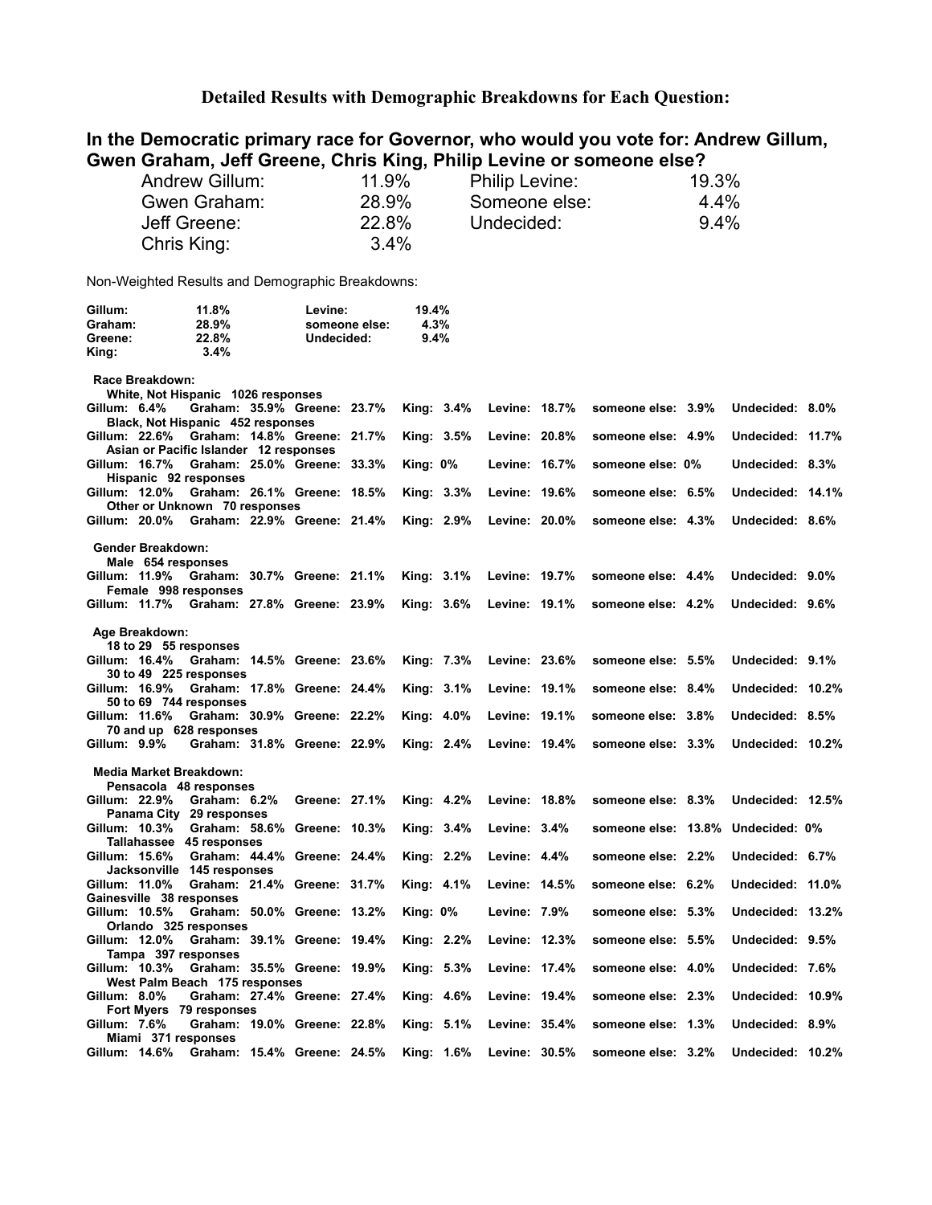## Detailed Results with Demographic Breakdowns for Each Question:

### In the Democratic primary race for Governor, who would you vote for: Andrew Gillum, Gwen Graham, Jeff Greene, Chris King, Philip Levine or someone else?

| | | | |
|---|---|---|---|
| Andrew Gillum: | 11.9% | Philip Levine: | 19.3% |
| Gwen Graham: | 28.9% | Someone else: | 4.4% |
| Jeff Greene: | 22.8% | Undecided: | 9.4% |
| Chris King: | 3.4% | | |

Non-Weighted Results and Demographic Breakdowns:

| | | | |
|---|---|---|---|
| **Gillum:** | **11.8%** | **Levine:** | **19.4%** |
| **Graham:** | **28.9%** | **someone else:** | **4.3%** |
| **Greene:** | **22.8%** | **Undecided:** | **9.4%** |
| **King:** | **3.4%** | | |

**Race Breakdown:**

| Group | Responses | Gillum | Graham | Greene | King | Levine | someone else | Undecided |
|---|---|---|---|---|---|---|---|---|
| White, Not Hispanic | 1026 | 6.4% | 35.9% | 23.7% | 3.4% | 18.7% | 3.9% | 8.0% |
| Black, Not Hispanic | 452 | 22.6% | 14.8% | 21.7% | 3.5% | 20.8% | 4.9% | 11.7% |
| Asian or Pacific Islander | 12 | 16.7% | 25.0% | 33.3% | 0% | 16.7% | 0% | 8.3% |
| Hispanic | 92 | 12.0% | 26.1% | 18.5% | 3.3% | 19.6% | 6.5% | 14.1% |
| Other or Unknown | 70 | 20.0% | 22.9% | 21.4% | 2.9% | 20.0% | 4.3% | 8.6% |

**Gender Breakdown:**

| Group | Responses | Gillum | Graham | Greene | King | Levine | someone else | Undecided |
|---|---|---|---|---|---|---|---|---|
| Male | 654 | 11.9% | 30.7% | 21.1% | 3.1% | 19.7% | 4.4% | 9.0% |
| Female | 998 | 11.7% | 27.8% | 23.9% | 3.6% | 19.1% | 4.2% | 9.6% |

**Age Breakdown:**

| Group | Responses | Gillum | Graham | Greene | King | Levine | someone else | Undecided |
|---|---|---|---|---|---|---|---|---|
| 18 to 29 | 55 | 16.4% | 14.5% | 23.6% | 7.3% | 23.6% | 5.5% | 9.1% |
| 30 to 49 | 225 | 16.9% | 17.8% | 24.4% | 3.1% | 19.1% | 8.4% | 10.2% |
| 50 to 69 | 744 | 11.6% | 30.9% | 22.2% | 4.0% | 19.1% | 3.8% | 8.5% |
| 70 and up | 628 | 9.9% | 31.8% | 22.9% | 2.4% | 19.4% | 3.3% | 10.2% |

**Media Market Breakdown:**

| Group | Responses | Gillum | Graham | Greene | King | Levine | someone else | Undecided |
|---|---|---|---|---|---|---|---|---|
| Pensacola | 48 | 22.9% | 6.2% | 27.1% | 4.2% | 18.8% | 8.3% | 12.5% |
| Panama City | 29 | 10.3% | 58.6% | 10.3% | 3.4% | 3.4% | 13.8% | 0% |
| Tallahassee | 45 | 15.6% | 44.4% | 24.4% | 2.2% | 4.4% | 2.2% | 6.7% |
| Jacksonville | 145 | 11.0% | 21.4% | 31.7% | 4.1% | 14.5% | 6.2% | 11.0% |
| Gainesville | 38 | 10.5% | 50.0% | 13.2% | 0% | 7.9% | 5.3% | 13.2% |
| Orlando | 325 | 12.0% | 39.1% | 19.4% | 2.2% | 12.3% | 5.5% | 9.5% |
| Tampa | 397 | 10.3% | 35.5% | 19.9% | 5.3% | 17.4% | 4.0% | 7.6% |
| West Palm Beach | 175 | 8.0% | 27.4% | 27.4% | 4.6% | 19.4% | 2.3% | 10.9% |
| Fort Myers | 79 | 7.6% | 19.0% | 22.8% | 5.1% | 35.4% | 1.3% | 8.9% |
| Miami | 371 | 14.6% | 15.4% | 24.5% | 1.6% | 30.5% | 3.2% | 10.2% |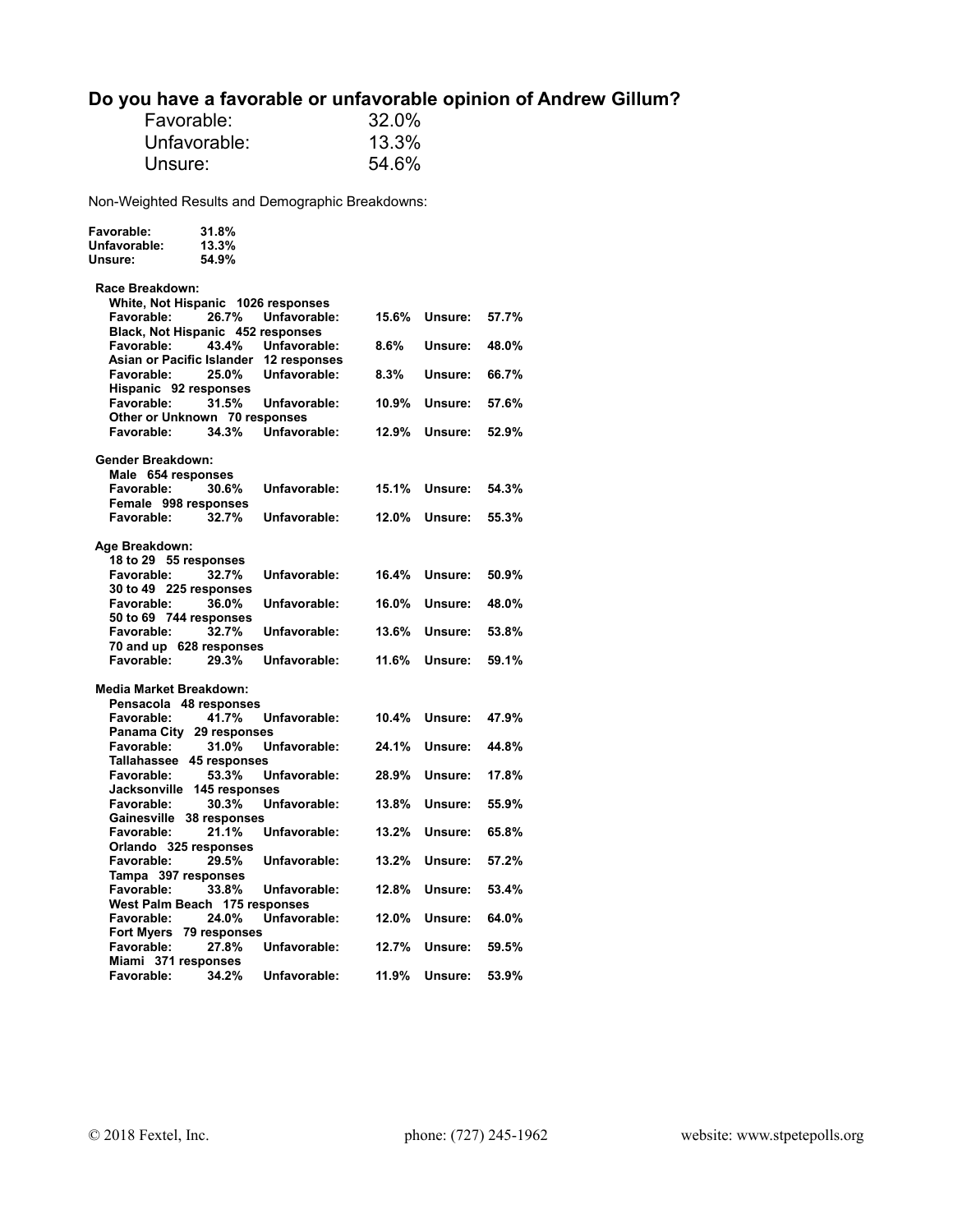## Do you have a favorable or unfavorable opinion of Andrew Gillum?

| | |
|---|---|
| Favorable: | 32.0% |
| Unfavorable: | 13.3% |
| Unsure: | 54.6% |

Non-Weighted Results and Demographic Breakdowns:

| | |
|---|---|
| **Favorable:** | **31.8%** |
| **Unfavorable:** | **13.3%** |
| **Unsure:** | **54.9%** |

**Race Breakdown:**

| Group | Responses | Favorable | Unfavorable | Unsure |
|---|---|---|---|---|
| White, Not Hispanic | 1026 | 26.7% | 15.6% | 57.7% |
| Black, Not Hispanic | 452 | 43.4% | 8.6% | 48.0% |
| Asian or Pacific Islander | 12 | 25.0% | 8.3% | 66.7% |
| Hispanic | 92 | 31.5% | 10.9% | 57.6% |
| Other or Unknown | 70 | 34.3% | 12.9% | 52.9% |

**Gender Breakdown:**

| Group | Responses | Favorable | Unfavorable | Unsure |
|---|---|---|---|---|
| Male | 654 | 30.6% | 15.1% | 54.3% |
| Female | 998 | 32.7% | 12.0% | 55.3% |

**Age Breakdown:**

| Group | Responses | Favorable | Unfavorable | Unsure |
|---|---|---|---|---|
| 18 to 29 | 55 | 32.7% | 16.4% | 50.9% |
| 30 to 49 | 225 | 36.0% | 16.0% | 48.0% |
| 50 to 69 | 744 | 32.7% | 13.6% | 53.8% |
| 70 and up | 628 | 29.3% | 11.6% | 59.1% |

**Media Market Breakdown:**

| Group | Responses | Favorable | Unfavorable | Unsure |
|---|---|---|---|---|
| Pensacola | 48 | 41.7% | 10.4% | 47.9% |
| Panama City | 29 | 31.0% | 24.1% | 44.8% |
| Tallahassee | 45 | 53.3% | 28.9% | 17.8% |
| Jacksonville | 145 | 30.3% | 13.8% | 55.9% |
| Gainesville | 38 | 21.1% | 13.2% | 65.8% |
| Orlando | 325 | 29.5% | 13.2% | 57.2% |
| Tampa | 397 | 33.8% | 12.8% | 53.4% |
| West Palm Beach | 175 | 24.0% | 12.0% | 64.0% |
| Fort Myers | 79 | 27.8% | 12.7% | 59.5% |
| Miami | 371 | 34.2% | 11.9% | 53.9% |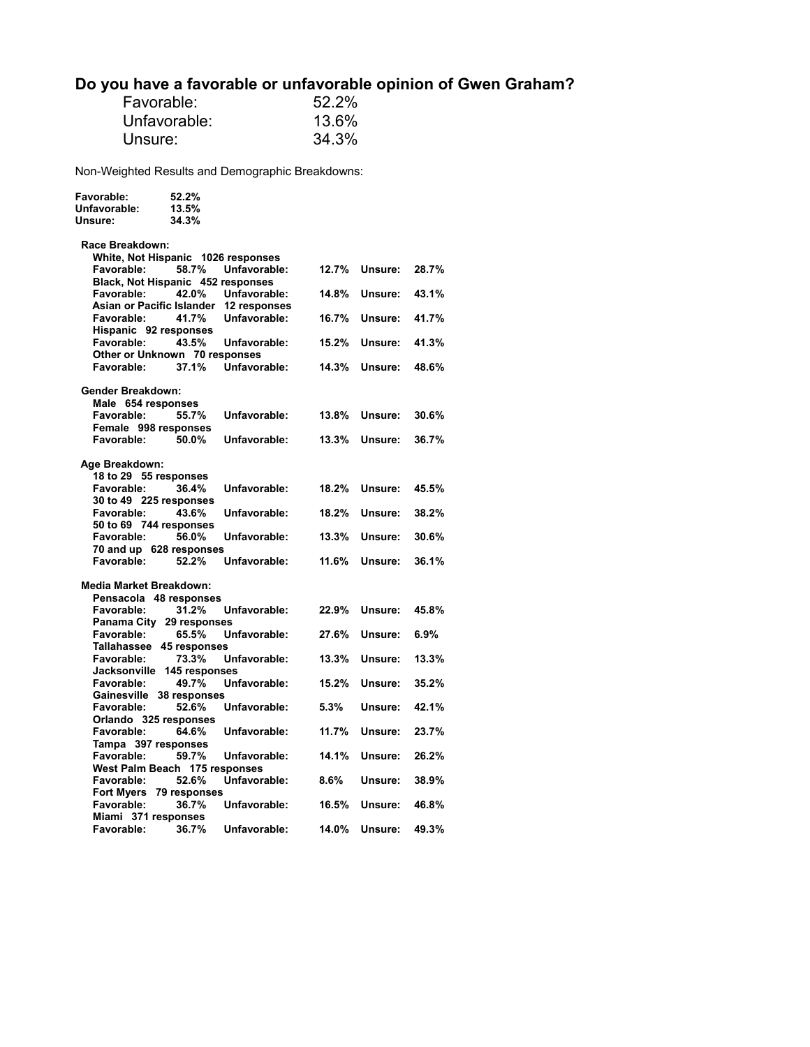## Do you have a favorable or unfavorable opinion of Gwen Graham?

| | |
|---|---|
| Favorable: | 52.2% |
| Unfavorable: | 13.6% |
| Unsure: | 34.3% |

Non-Weighted Results and Demographic Breakdowns:

| | |
|---|---|
| **Favorable:** | **52.2%** |
| **Unfavorable:** | **13.5%** |
| **Unsure:** | **34.3%** |

**Race Breakdown:**

| Group | Responses | Favorable | Unfavorable | Unsure |
|---|---|---|---|---|
| White, Not Hispanic | 1026 | 58.7% | 12.7% | 28.7% |
| Black, Not Hispanic | 452 | 42.0% | 14.8% | 43.1% |
| Asian or Pacific Islander | 12 | 41.7% | 16.7% | 41.7% |
| Hispanic | 92 | 43.5% | 15.2% | 41.3% |
| Other or Unknown | 70 | 37.1% | 14.3% | 48.6% |

**Gender Breakdown:**

| Group | Responses | Favorable | Unfavorable | Unsure |
|---|---|---|---|---|
| Male | 654 | 55.7% | 13.8% | 30.6% |
| Female | 998 | 50.0% | 13.3% | 36.7% |

**Age Breakdown:**

| Group | Responses | Favorable | Unfavorable | Unsure |
|---|---|---|---|---|
| 18 to 29 | 55 | 36.4% | 18.2% | 45.5% |
| 30 to 49 | 225 | 43.6% | 18.2% | 38.2% |
| 50 to 69 | 744 | 56.0% | 13.3% | 30.6% |
| 70 and up | 628 | 52.2% | 11.6% | 36.1% |

**Media Market Breakdown:**

| Group | Responses | Favorable | Unfavorable | Unsure |
|---|---|---|---|---|
| Pensacola | 48 | 31.2% | 22.9% | 45.8% |
| Panama City | 29 | 65.5% | 27.6% | 6.9% |
| Tallahassee | 45 | 73.3% | 13.3% | 13.3% |
| Jacksonville | 145 | 49.7% | 15.2% | 35.2% |
| Gainesville | 38 | 52.6% | 5.3% | 42.1% |
| Orlando | 325 | 64.6% | 11.7% | 23.7% |
| Tampa | 397 | 59.7% | 14.1% | 26.2% |
| West Palm Beach | 175 | 52.6% | 8.6% | 38.9% |
| Fort Myers | 79 | 36.7% | 16.5% | 46.8% |
| Miami | 371 | 36.7% | 14.0% | 49.3% |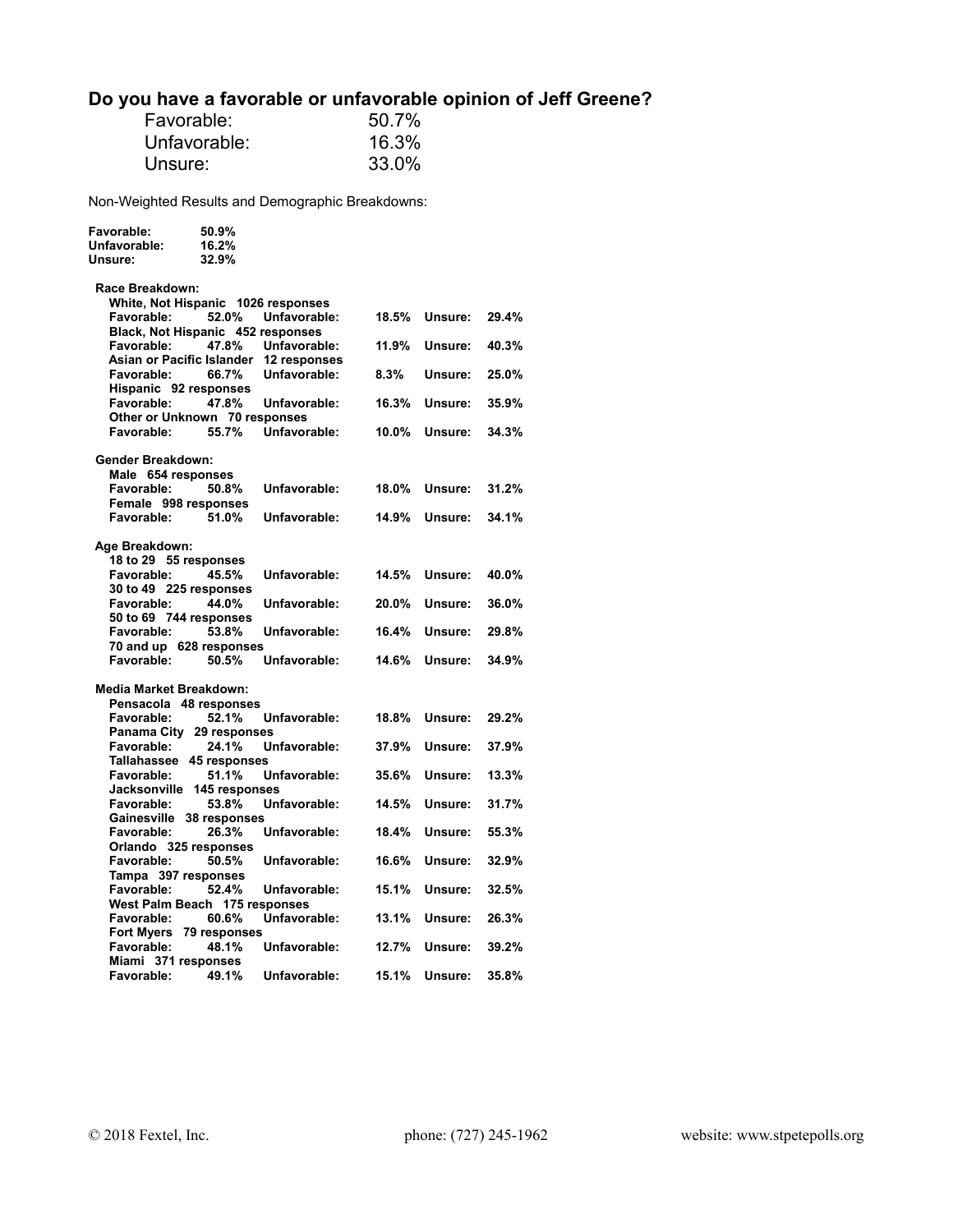## Do you have a favorable or unfavorable opinion of Jeff Greene?

| | |
|---|---|
| Favorable: | 50.7% |
| Unfavorable: | 16.3% |
| Unsure: | 33.0% |

Non-Weighted Results and Demographic Breakdowns:

| | |
|---|---|
| **Favorable:** | **50.9%** |
| **Unfavorable:** | **16.2%** |
| **Unsure:** | **32.9%** |

**Race Breakdown:**

| Group | Favorable | Unfavorable | Unsure |
|---|---|---|---|
| White, Not Hispanic 1026 responses | 52.0% | 18.5% | 29.4% |
| Black, Not Hispanic 452 responses | 47.8% | 11.9% | 40.3% |
| Asian or Pacific Islander 12 responses | 66.7% | 8.3% | 25.0% |
| Hispanic 92 responses | 47.8% | 16.3% | 35.9% |
| Other or Unknown 70 responses | 55.7% | 10.0% | 34.3% |

**Gender Breakdown:**

| Group | Favorable | Unfavorable | Unsure |
|---|---|---|---|
| Male 654 responses | 50.8% | 18.0% | 31.2% |
| Female 998 responses | 51.0% | 14.9% | 34.1% |

**Age Breakdown:**

| Group | Favorable | Unfavorable | Unsure |
|---|---|---|---|
| 18 to 29 55 responses | 45.5% | 14.5% | 40.0% |
| 30 to 49 225 responses | 44.0% | 20.0% | 36.0% |
| 50 to 69 744 responses | 53.8% | 16.4% | 29.8% |
| 70 and up 628 responses | 50.5% | 14.6% | 34.9% |

**Media Market Breakdown:**

| Group | Favorable | Unfavorable | Unsure |
|---|---|---|---|
| Pensacola 48 responses | 52.1% | 18.8% | 29.2% |
| Panama City 29 responses | 24.1% | 37.9% | 37.9% |
| Tallahassee 45 responses | 51.1% | 35.6% | 13.3% |
| Jacksonville 145 responses | 53.8% | 14.5% | 31.7% |
| Gainesville 38 responses | 26.3% | 18.4% | 55.3% |
| Orlando 325 responses | 50.5% | 16.6% | 32.9% |
| Tampa 397 responses | 52.4% | 15.1% | 32.5% |
| West Palm Beach 175 responses | 60.6% | 13.1% | 26.3% |
| Fort Myers 79 responses | 48.1% | 12.7% | 39.2% |
| Miami 371 responses | 49.1% | 15.1% | 35.8% |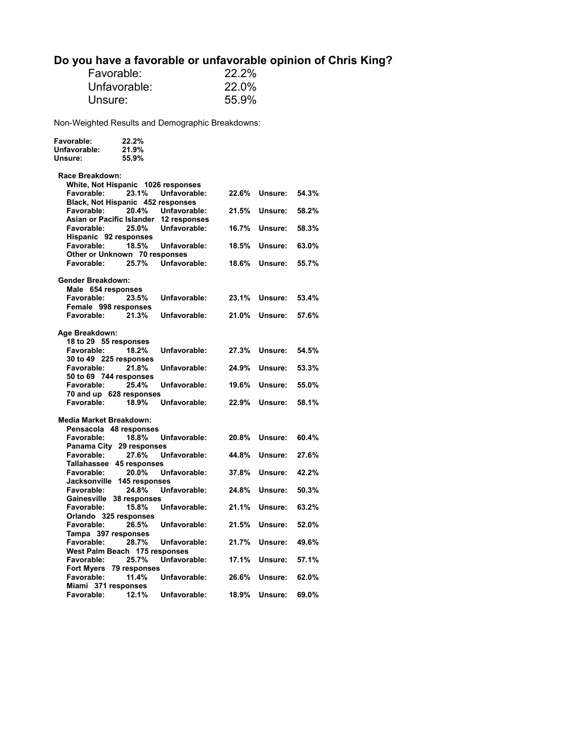## Do you have a favorable or unfavorable opinion of Chris King?

| | |
|---|---|
| Favorable: | 22.2% |
| Unfavorable: | 22.0% |
| Unsure: | 55.9% |

Non-Weighted Results and Demographic Breakdowns:

| | |
|---|---|
| **Favorable:** | **22.2%** |
| **Unfavorable:** | **21.9%** |
| **Unsure:** | **55.9%** |

**Race Breakdown:**

| Group | Favorable | Unfavorable | Unsure |
|---|---|---|---|
| White, Not Hispanic 1026 responses | 23.1% | 22.6% | 54.3% |
| Black, Not Hispanic 452 responses | 20.4% | 21.5% | 58.2% |
| Asian or Pacific Islander 12 responses | 25.0% | 16.7% | 58.3% |
| Hispanic 92 responses | 18.5% | 18.5% | 63.0% |
| Other or Unknown 70 responses | 25.7% | 18.6% | 55.7% |

**Gender Breakdown:**

| Group | Favorable | Unfavorable | Unsure |
|---|---|---|---|
| Male 654 responses | 23.5% | 23.1% | 53.4% |
| Female 998 responses | 21.3% | 21.0% | 57.6% |

**Age Breakdown:**

| Group | Favorable | Unfavorable | Unsure |
|---|---|---|---|
| 18 to 29 55 responses | 18.2% | 27.3% | 54.5% |
| 30 to 49 225 responses | 21.8% | 24.9% | 53.3% |
| 50 to 69 744 responses | 25.4% | 19.6% | 55.0% |
| 70 and up 628 responses | 18.9% | 22.9% | 58.1% |

**Media Market Breakdown:**

| Group | Favorable | Unfavorable | Unsure |
|---|---|---|---|
| Pensacola 48 responses | 18.8% | 20.8% | 60.4% |
| Panama City 29 responses | 27.6% | 44.8% | 27.6% |
| Tallahassee 45 responses | 20.0% | 37.8% | 42.2% |
| Jacksonville 145 responses | 24.8% | 24.8% | 50.3% |
| Gainesville 38 responses | 15.8% | 21.1% | 63.2% |
| Orlando 325 responses | 26.5% | 21.5% | 52.0% |
| Tampa 397 responses | 28.7% | 21.7% | 49.6% |
| West Palm Beach 175 responses | 25.7% | 17.1% | 57.1% |
| Fort Myers 79 responses | 11.4% | 26.6% | 62.0% |
| Miami 371 responses | 12.1% | 18.9% | 69.0% |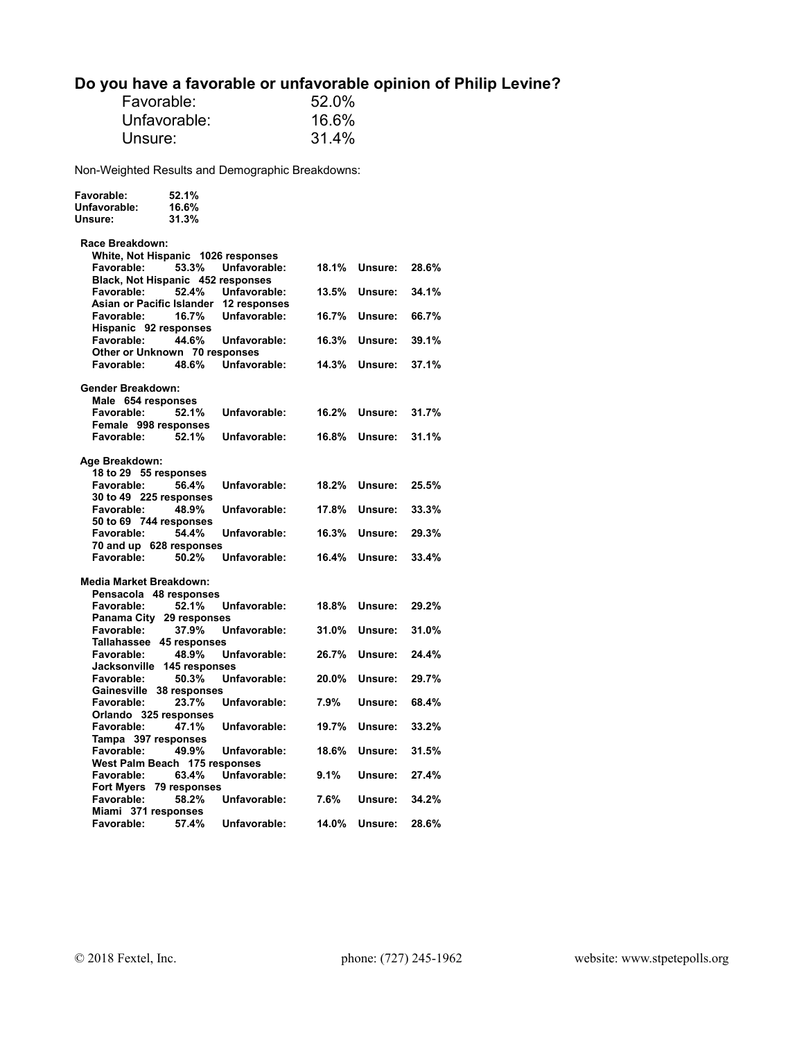## Do you have a favorable or unfavorable opinion of Philip Levine?

| | |
|---|---|
| Favorable: | 52.0% |
| Unfavorable: | 16.6% |
| Unsure: | 31.4% |

Non-Weighted Results and Demographic Breakdowns:

| | |
|---|---|
| **Favorable:** | **52.1%** |
| **Unfavorable:** | **16.6%** |
| **Unsure:** | **31.3%** |

**Race Breakdown:**

**White, Not Hispanic 1026 responses**
**Favorable: 53.3% Unfavorable: 18.1% Unsure: 28.6%**

**Black, Not Hispanic 452 responses**
**Favorable: 52.4% Unfavorable: 13.5% Unsure: 34.1%**

**Asian or Pacific Islander 12 responses**
**Favorable: 16.7% Unfavorable: 16.7% Unsure: 66.7%**

**Hispanic 92 responses**
**Favorable: 44.6% Unfavorable: 16.3% Unsure: 39.1%**

**Other or Unknown 70 responses**
**Favorable: 48.6% Unfavorable: 14.3% Unsure: 37.1%**

**Gender Breakdown:**

**Male 654 responses**
**Favorable: 52.1% Unfavorable: 16.2% Unsure: 31.7%**

**Female 998 responses**
**Favorable: 52.1% Unfavorable: 16.8% Unsure: 31.1%**

**Age Breakdown:**

**18 to 29 55 responses**
**Favorable: 56.4% Unfavorable: 18.2% Unsure: 25.5%**

**30 to 49 225 responses**
**Favorable: 48.9% Unfavorable: 17.8% Unsure: 33.3%**

**50 to 69 744 responses**
**Favorable: 54.4% Unfavorable: 16.3% Unsure: 29.3%**

**70 and up 628 responses**
**Favorable: 50.2% Unfavorable: 16.4% Unsure: 33.4%**

**Media Market Breakdown:**

**Pensacola 48 responses**
**Favorable: 52.1% Unfavorable: 18.8% Unsure: 29.2%**

**Panama City 29 responses**
**Favorable: 37.9% Unfavorable: 31.0% Unsure: 31.0%**

**Tallahassee 45 responses**
**Favorable: 48.9% Unfavorable: 26.7% Unsure: 24.4%**

**Jacksonville 145 responses**
**Favorable: 50.3% Unfavorable: 20.0% Unsure: 29.7%**

**Gainesville 38 responses**
**Favorable: 23.7% Unfavorable: 7.9% Unsure: 68.4%**

**Orlando 325 responses**
**Favorable: 47.1% Unfavorable: 19.7% Unsure: 33.2%**

**Tampa 397 responses**
**Favorable: 49.9% Unfavorable: 18.6% Unsure: 31.5%**

**West Palm Beach 175 responses**
**Favorable: 63.4% Unfavorable: 9.1% Unsure: 27.4%**

**Fort Myers 79 responses**
**Favorable: 58.2% Unfavorable: 7.6% Unsure: 34.2%**

**Miami 371 responses**
**Favorable: 57.4% Unfavorable: 14.0% Unsure: 28.6%**